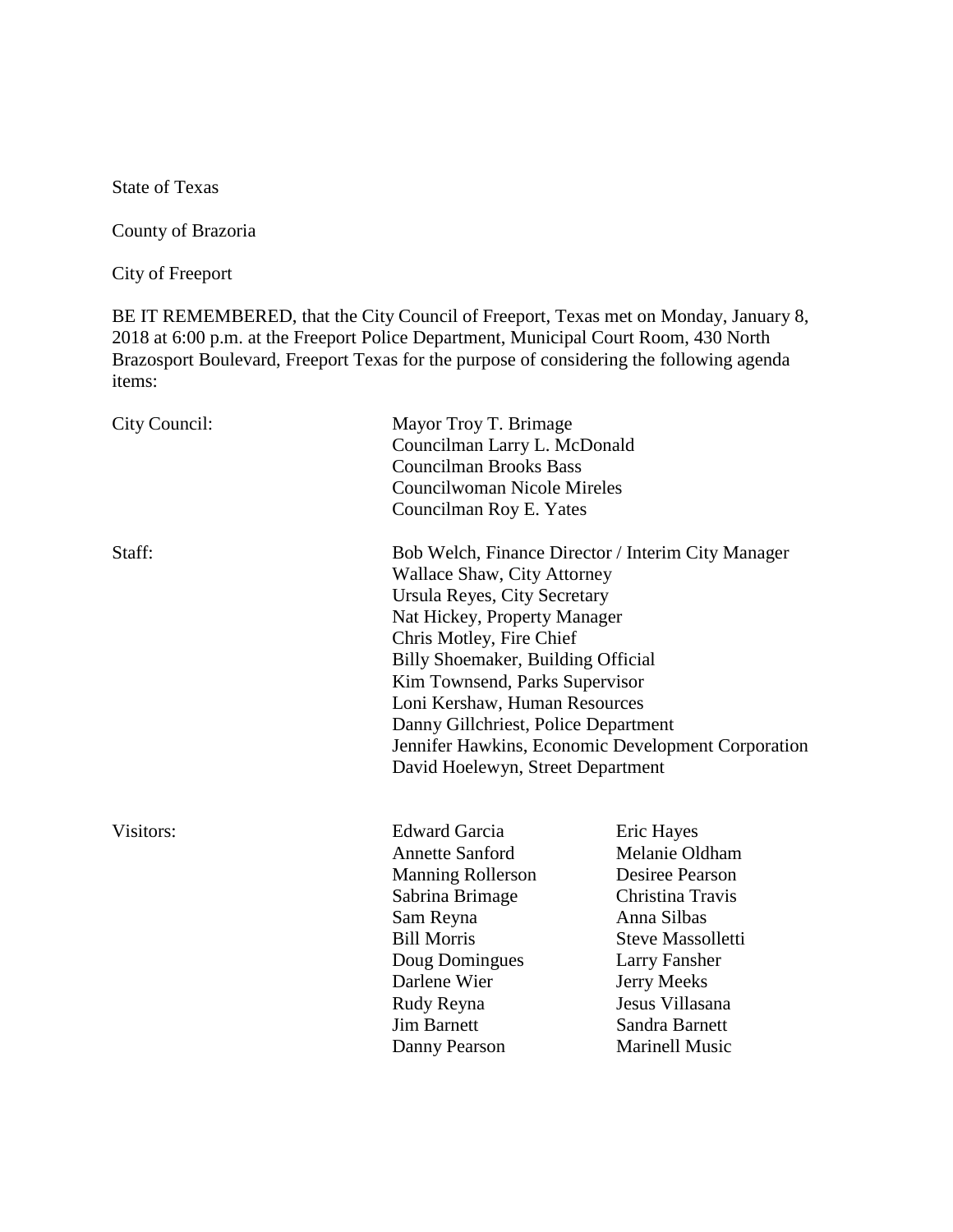State of Texas

County of Brazoria

City of Freeport

BE IT REMEMBERED, that the City Council of Freeport, Texas met on Monday, January 8, 2018 at 6:00 p.m. at the Freeport Police Department, Municipal Court Room, 430 North Brazosport Boulevard, Freeport Texas for the purpose of considering the following agenda items:

City Council:

Mayor Troy T. Brimage
Councilman Larry L. McDonald
Councilman Brooks Bass
Councilwoman Nicole Mireles
Councilman Roy E. Yates

Staff:

Bob Welch, Finance Director / Interim City Manager
Wallace Shaw, City Attorney
Ursula Reyes, City Secretary
Nat Hickey, Property Manager
Chris Motley, Fire Chief
Billy Shoemaker, Building Official
Kim Townsend, Parks Supervisor
Loni Kershaw, Human Resources
Danny Gillchriest, Police Department
Jennifer Hawkins, Economic Development Corporation
David Hoelewyn, Street Department

Visitors:

Edward Garcia
Annette Sanford
Manning Rollerson
Sabrina Brimage
Sam Reyna
Bill Morris
Doug Domingues
Darlene Wier
Rudy Reyna
Jim Barnett
Danny Pearson
Eric Hayes
Melanie Oldham
Desiree Pearson
Christina Travis
Anna Silbas
Steve Massolletti
Larry Fansher
Jerry Meeks
Jesus Villasana
Sandra Barnett
Marinell Music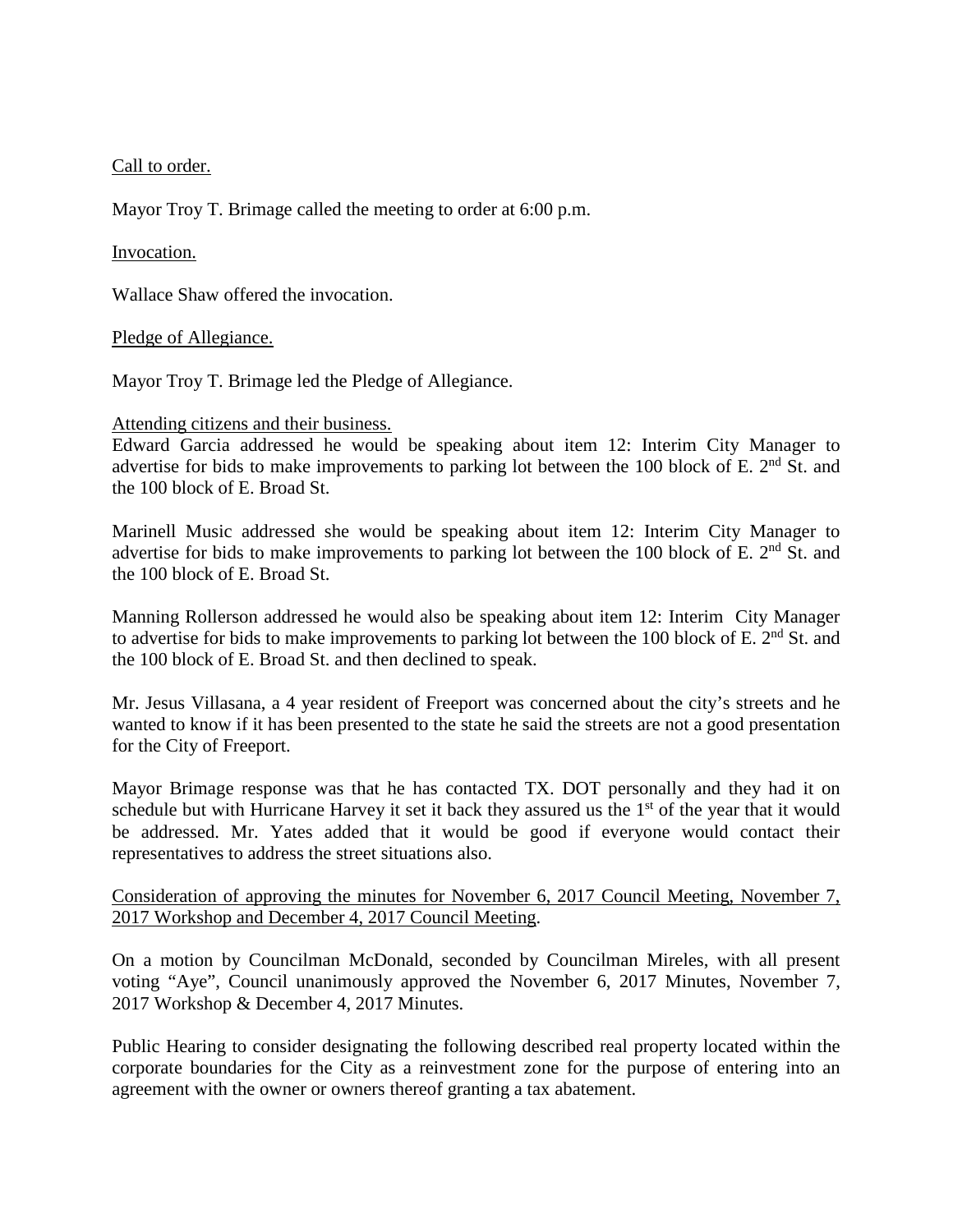Call to order.

Mayor Troy T. Brimage called the meeting to order at 6:00 p.m.

Invocation.

Wallace Shaw offered the invocation.

Pledge of Allegiance.

Mayor Troy T. Brimage led the Pledge of Allegiance.

Attending citizens and their business.

Edward Garcia addressed he would be speaking about item 12: Interim City Manager to advertise for bids to make improvements to parking lot between the 100 block of E. 2nd St. and the 100 block of E. Broad St.

Marinell Music addressed she would be speaking about item 12: Interim City Manager to advertise for bids to make improvements to parking lot between the 100 block of E. 2nd St. and the 100 block of E. Broad St.

Manning Rollerson addressed he would also be speaking about item 12: Interim City Manager to advertise for bids to make improvements to parking lot between the 100 block of E. 2nd St. and the 100 block of E. Broad St. and then declined to speak.

Mr. Jesus Villasana, a 4 year resident of Freeport was concerned about the city's streets and he wanted to know if it has been presented to the state he said the streets are not a good presentation for the City of Freeport.

Mayor Brimage response was that he has contacted TX. DOT personally and they had it on schedule but with Hurricane Harvey it set it back they assured us the 1st of the year that it would be addressed. Mr. Yates added that it would be good if everyone would contact their representatives to address the street situations also.

Consideration of approving the minutes for November 6, 2017 Council Meeting, November 7, 2017 Workshop and December 4, 2017 Council Meeting.

On a motion by Councilman McDonald, seconded by Councilman Mireles, with all present voting "Aye", Council unanimously approved the November 6, 2017 Minutes, November 7, 2017 Workshop & December 4, 2017 Minutes.

Public Hearing to consider designating the following described real property located within the corporate boundaries for the City as a reinvestment zone for the purpose of entering into an agreement with the owner or owners thereof granting a tax abatement.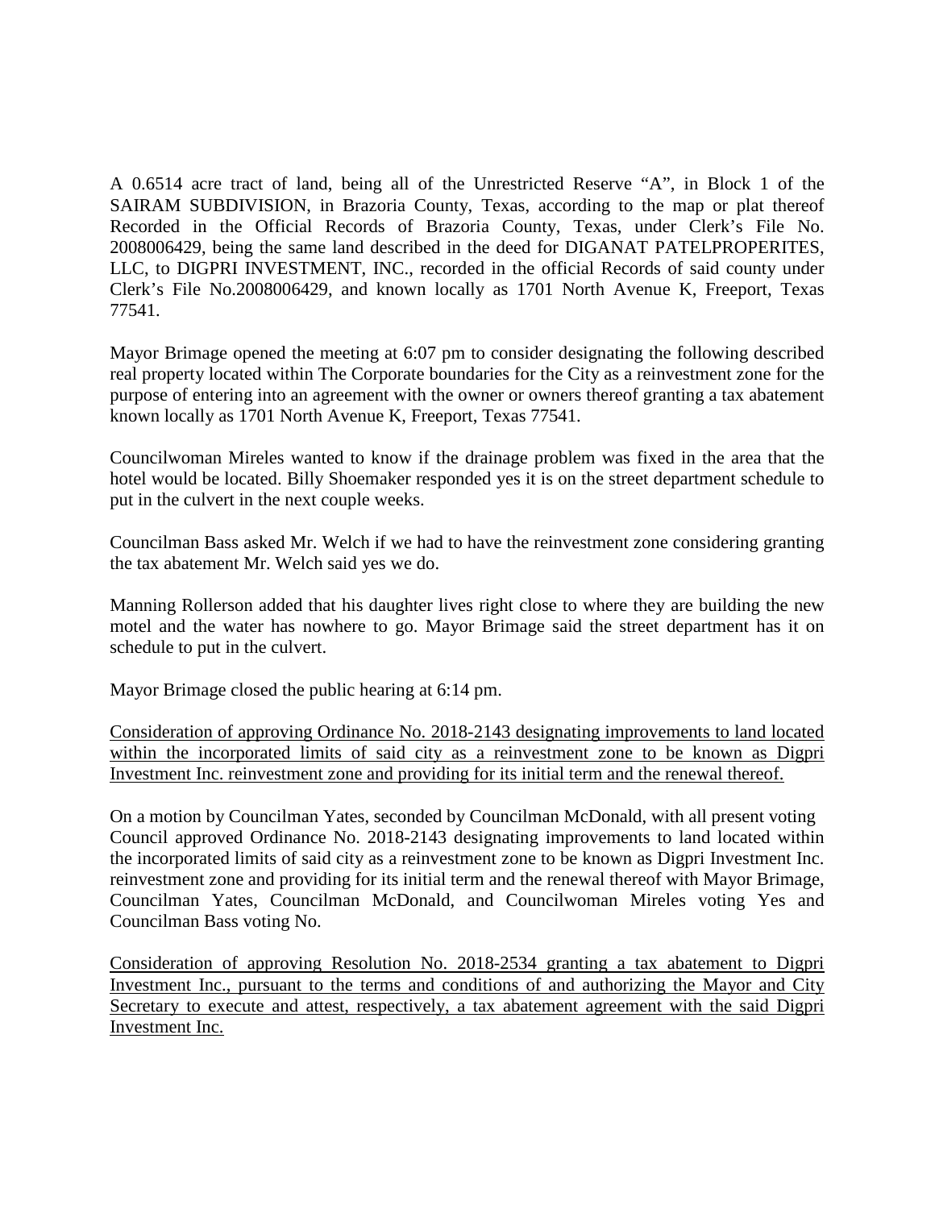A 0.6514 acre tract of land, being all of the Unrestricted Reserve "A", in Block 1 of the SAIRAM SUBDIVISION, in Brazoria County, Texas, according to the map or plat thereof Recorded in the Official Records of Brazoria County, Texas, under Clerk's File No. 2008006429, being the same land described in the deed for DIGANAT PATELPROPERITES, LLC, to DIGPRI INVESTMENT, INC., recorded in the official Records of said county under Clerk's File No.2008006429, and known locally as 1701 North Avenue K, Freeport, Texas 77541.

Mayor Brimage opened the meeting at 6:07 pm to consider designating the following described real property located within The Corporate boundaries for the City as a reinvestment zone for the purpose of entering into an agreement with the owner or owners thereof granting a tax abatement known locally as 1701 North Avenue K, Freeport, Texas 77541.

Councilwoman Mireles wanted to know if the drainage problem was fixed in the area that the hotel would be located. Billy Shoemaker responded yes it is on the street department schedule to put in the culvert in the next couple weeks.

Councilman Bass asked Mr. Welch if we had to have the reinvestment zone considering granting the tax abatement Mr. Welch said yes we do.

Manning Rollerson added that his daughter lives right close to where they are building the new motel and the water has nowhere to go. Mayor Brimage said the street department has it on schedule to put in the culvert.

Mayor Brimage closed the public hearing at 6:14 pm.

<u>Consideration of approving Ordinance No. 2018-2143 designating improvements to land located within the incorporated limits of said city as a reinvestment zone to be known as Digpri Investment Inc. reinvestment zone and providing for its initial term and the renewal thereof.</u>

On a motion by Councilman Yates, seconded by Councilman McDonald, with all present voting Council approved Ordinance No. 2018-2143 designating improvements to land located within the incorporated limits of said city as a reinvestment zone to be known as Digpri Investment Inc. reinvestment zone and providing for its initial term and the renewal thereof with Mayor Brimage, Councilman Yates, Councilman McDonald, and Councilwoman Mireles voting Yes and Councilman Bass voting No.

<u>Consideration of approving Resolution No. 2018-2534 granting a tax abatement to Digpri Investment Inc., pursuant to the terms and conditions of and authorizing the Mayor and City Secretary to execute and attest, respectively, a tax abatement agreement with the said Digpri Investment Inc.</u>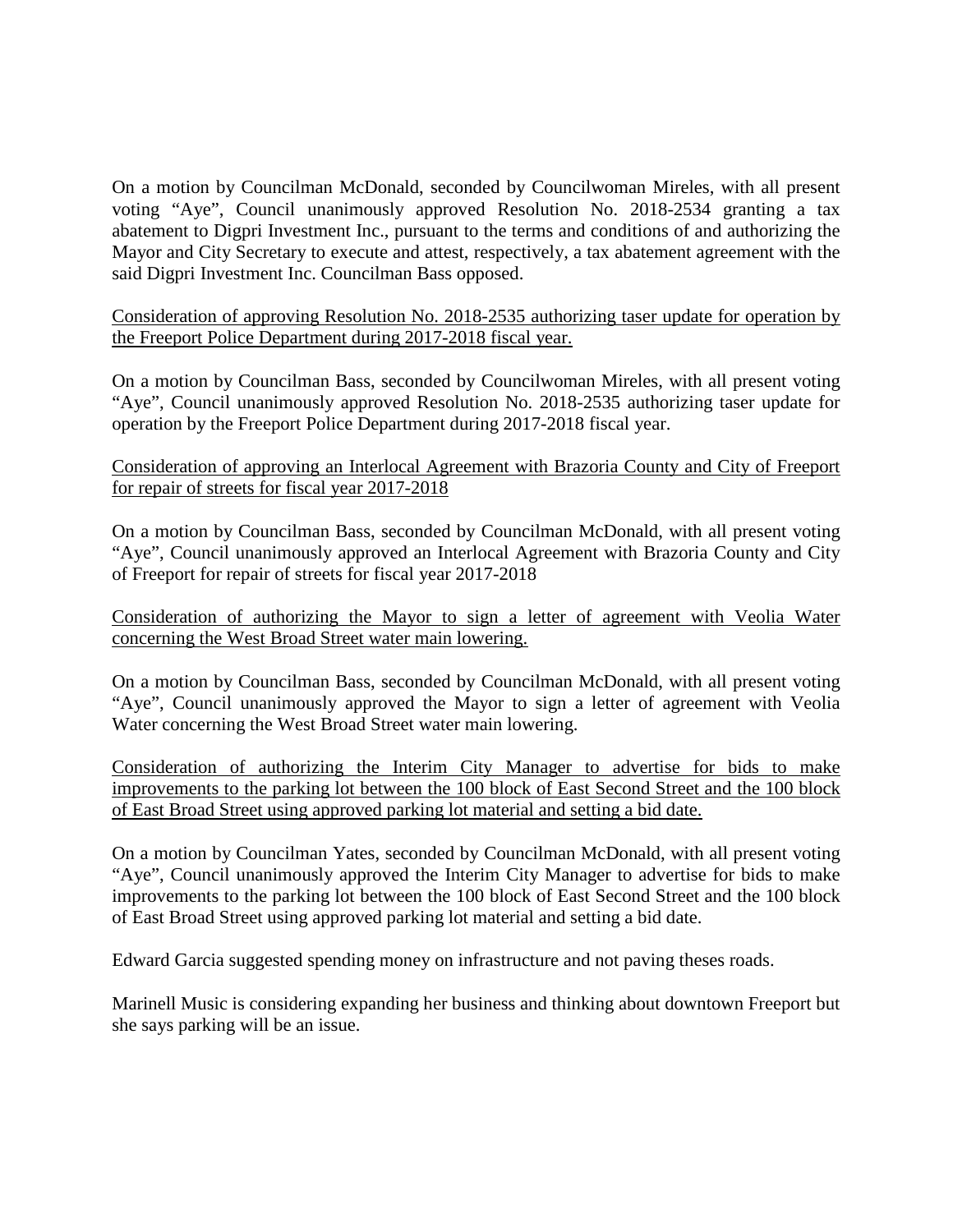On a motion by Councilman McDonald, seconded by Councilwoman Mireles, with all present voting "Aye", Council unanimously approved Resolution No. 2018-2534 granting a tax abatement to Digpri Investment Inc., pursuant to the terms and conditions of and authorizing the Mayor and City Secretary to execute and attest, respectively, a tax abatement agreement with the said Digpri Investment Inc. Councilman Bass opposed.

<u>Consideration of approving Resolution No. 2018-2535 authorizing taser update for operation by the Freeport Police Department during 2017-2018 fiscal year.</u>

On a motion by Councilman Bass, seconded by Councilwoman Mireles, with all present voting "Aye", Council unanimously approved Resolution No. 2018-2535 authorizing taser update for operation by the Freeport Police Department during 2017-2018 fiscal year.

<u>Consideration of approving an Interlocal Agreement with Brazoria County and City of Freeport for repair of streets for fiscal year 2017-2018</u>

On a motion by Councilman Bass, seconded by Councilman McDonald, with all present voting "Aye", Council unanimously approved an Interlocal Agreement with Brazoria County and City of Freeport for repair of streets for fiscal year 2017-2018

<u>Consideration of authorizing the Mayor to sign a letter of agreement with Veolia Water concerning the West Broad Street water main lowering.</u>

On a motion by Councilman Bass, seconded by Councilman McDonald, with all present voting "Aye", Council unanimously approved the Mayor to sign a letter of agreement with Veolia Water concerning the West Broad Street water main lowering.

<u>Consideration of authorizing the Interim City Manager to advertise for bids to make improvements to the parking lot between the 100 block of East Second Street and the 100 block of East Broad Street using approved parking lot material and setting a bid date.</u>

On a motion by Councilman Yates, seconded by Councilman McDonald, with all present voting "Aye", Council unanimously approved the Interim City Manager to advertise for bids to make improvements to the parking lot between the 100 block of East Second Street and the 100 block of East Broad Street using approved parking lot material and setting a bid date.

Edward Garcia suggested spending money on infrastructure and not paving theses roads.

Marinell Music is considering expanding her business and thinking about downtown Freeport but she says parking will be an issue.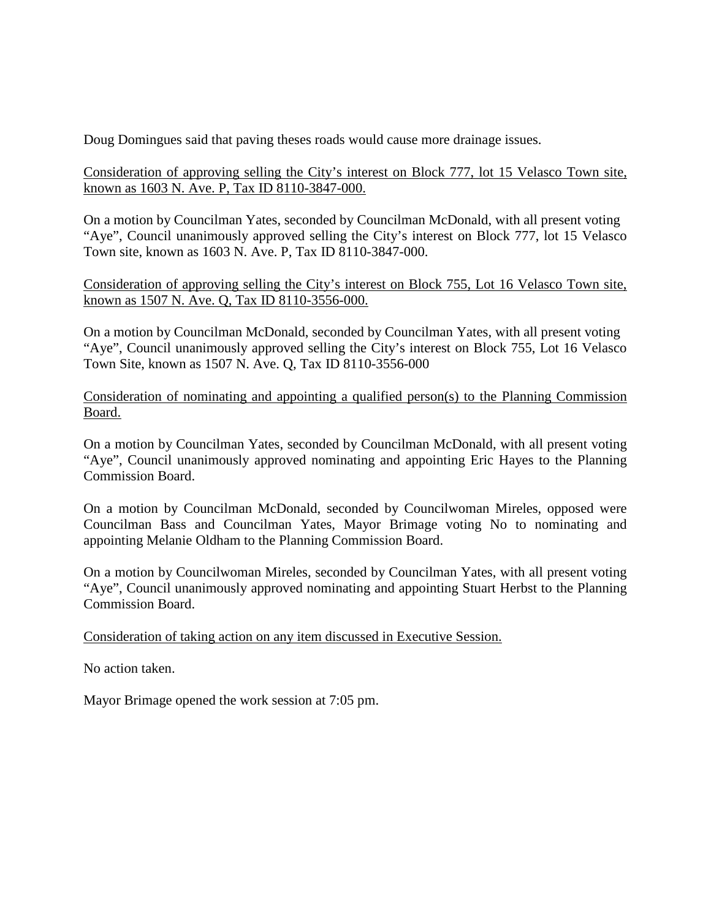Doug Domingues said that paving theses roads would cause more drainage issues.

<u>Consideration of approving selling the City's interest on Block 777, lot 15 Velasco Town site, known as 1603 N. Ave. P, Tax ID 8110-3847-000.</u>

On a motion by Councilman Yates, seconded by Councilman McDonald, with all present voting "Aye", Council unanimously approved selling the City's interest on Block 777, lot 15 Velasco Town site, known as 1603 N. Ave. P, Tax ID 8110-3847-000.

<u>Consideration of approving selling the City's interest on Block 755, Lot 16 Velasco Town site, known as 1507 N. Ave. Q, Tax ID 8110-3556-000.</u>

On a motion by Councilman McDonald, seconded by Councilman Yates, with all present voting "Aye", Council unanimously approved selling the City's interest on Block 755, Lot 16 Velasco Town Site, known as 1507 N. Ave. Q, Tax ID 8110-3556-000

<u>Consideration of nominating and appointing a qualified person(s) to the Planning Commission Board.</u>

On a motion by Councilman Yates, seconded by Councilman McDonald, with all present voting "Aye", Council unanimously approved nominating and appointing Eric Hayes to the Planning Commission Board.

On a motion by Councilman McDonald, seconded by Councilwoman Mireles, opposed were Councilman Bass and Councilman Yates, Mayor Brimage voting No to nominating and appointing Melanie Oldham to the Planning Commission Board.

On a motion by Councilwoman Mireles, seconded by Councilman Yates, with all present voting "Aye", Council unanimously approved nominating and appointing Stuart Herbst to the Planning Commission Board.

<u>Consideration of taking action on any item discussed in Executive Session.</u>

No action taken.

Mayor Brimage opened the work session at 7:05 pm.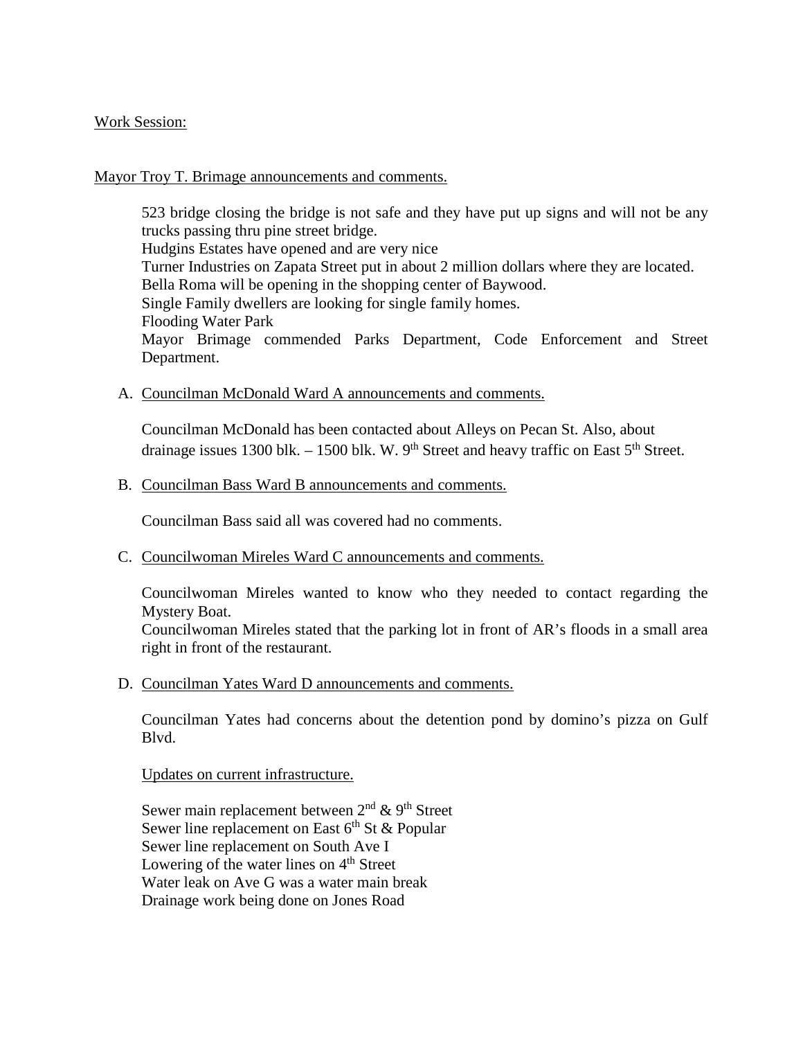Work Session:

Mayor Troy T. Brimage announcements and comments.

523 bridge closing the bridge is not safe and they have put up signs and will not be any trucks passing thru pine street bridge.
Hudgins Estates have opened and are very nice
Turner Industries on Zapata Street put in about 2 million dollars where they are located.
Bella Roma will be opening in the shopping center of Baywood.
Single Family dwellers are looking for single family homes.
Flooding Water Park
Mayor Brimage commended Parks Department, Code Enforcement and Street Department.

A. Councilman McDonald Ward A announcements and comments.

Councilman McDonald has been contacted about Alleys on Pecan St. Also, about drainage issues 1300 blk. – 1500 blk. W. 9th Street and heavy traffic on East 5th Street.

B. Councilman Bass Ward B announcements and comments.

Councilman Bass said all was covered had no comments.

C. Councilwoman Mireles Ward C announcements and comments.

Councilwoman Mireles wanted to know who they needed to contact regarding the Mystery Boat.
Councilwoman Mireles stated that the parking lot in front of AR's floods in a small area right in front of the restaurant.

D. Councilman Yates Ward D announcements and comments.

Councilman Yates had concerns about the detention pond by domino's pizza on Gulf Blvd.

Updates on current infrastructure.

Sewer main replacement between 2nd & 9th Street
Sewer line replacement on East 6th St & Popular
Sewer line replacement on South Ave I
Lowering of the water lines on 4th Street
Water leak on Ave G was a water main break
Drainage work being done on Jones Road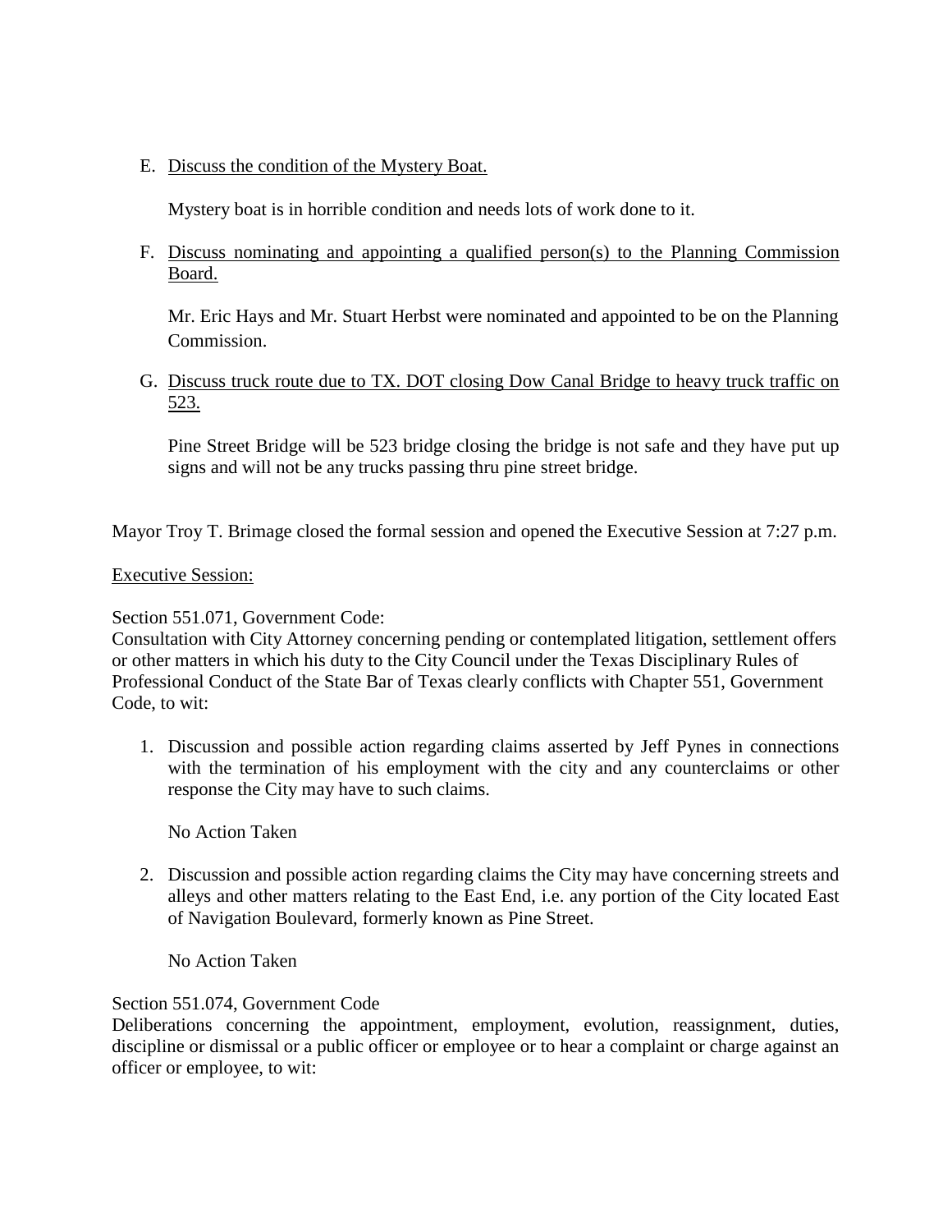E. <u>Discuss the condition of the Mystery Boat.</u>

   Mystery boat is in horrible condition and needs lots of work done to it.

F. <u>Discuss nominating and appointing a qualified person(s) to the Planning Commission Board.</u>

   Mr. Eric Hays and Mr. Stuart Herbst were nominated and appointed to be on the Planning Commission.

G. <u>Discuss truck route due to TX. DOT closing Dow Canal Bridge to heavy truck traffic on 523.</u>

   Pine Street Bridge will be 523 bridge closing the bridge is not safe and they have put up signs and will not be any trucks passing thru pine street bridge.

Mayor Troy T. Brimage closed the formal session and opened the Executive Session at 7:27 p.m.

<u>Executive Session:</u>

Section 551.071, Government Code:
Consultation with City Attorney concerning pending or contemplated litigation, settlement offers or other matters in which his duty to the City Council under the Texas Disciplinary Rules of Professional Conduct of the State Bar of Texas clearly conflicts with Chapter 551, Government Code, to wit:

1. Discussion and possible action regarding claims asserted by Jeff Pynes in connections with the termination of his employment with the city and any counterclaims or other response the City may have to such claims.

   No Action Taken

2. Discussion and possible action regarding claims the City may have concerning streets and alleys and other matters relating to the East End, i.e. any portion of the City located East of Navigation Boulevard, formerly known as Pine Street.

   No Action Taken

Section 551.074, Government Code
Deliberations concerning the appointment, employment, evolution, reassignment, duties, discipline or dismissal or a public officer or employee or to hear a complaint or charge against an officer or employee, to wit: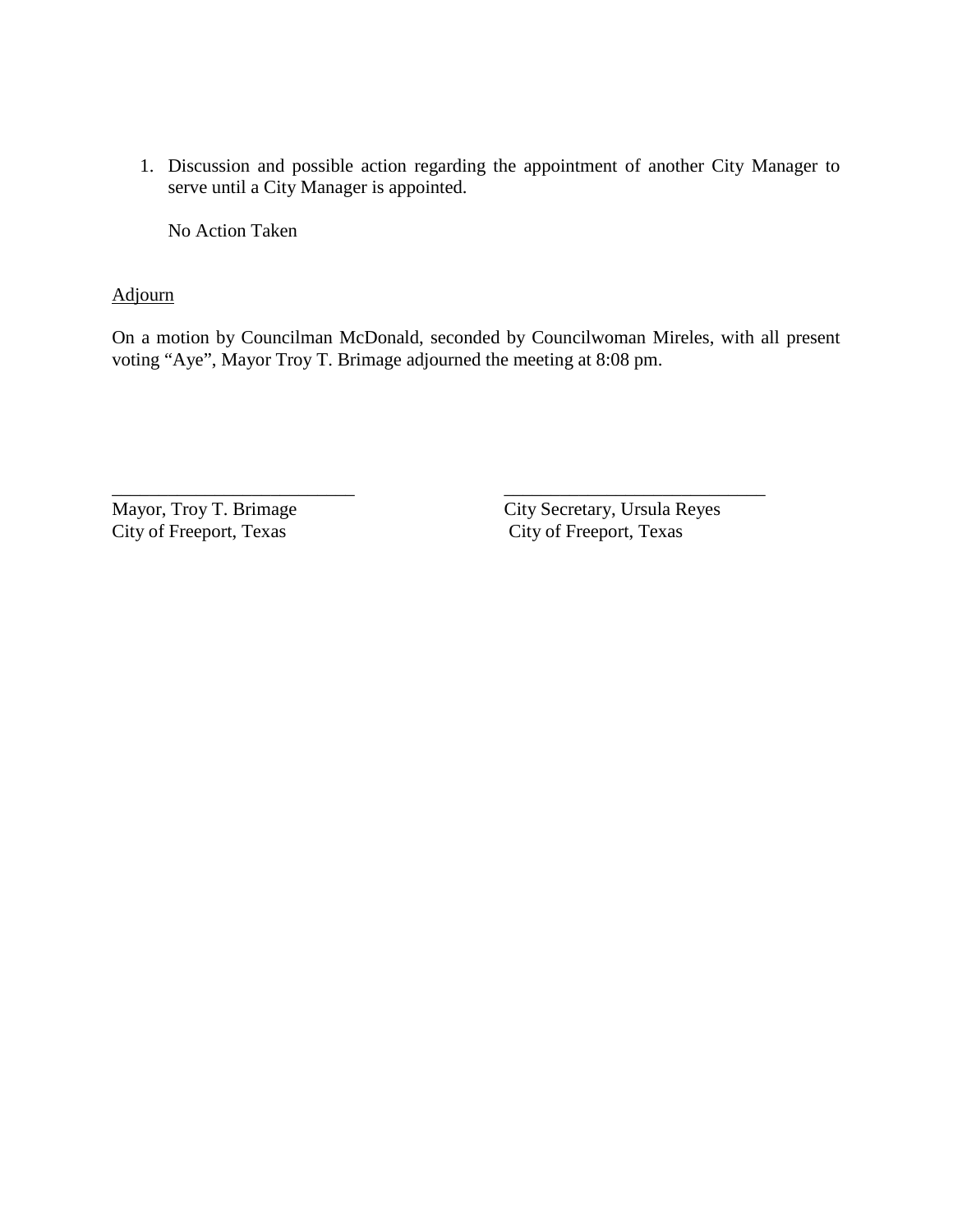1. Discussion and possible action regarding the appointment of another City Manager to serve until a City Manager is appointed.

   No Action Taken

<u>Adjourn</u>

On a motion by Councilman McDonald, seconded by Councilwoman Mireles, with all present voting "Aye", Mayor Troy T. Brimage adjourned the meeting at 8:08 pm.

| | |
|---|---|
| ___________________________ | ______________________________ |
| Mayor, Troy T. Brimage | City Secretary, Ursula Reyes |
| City of Freeport, Texas | City of Freeport, Texas |